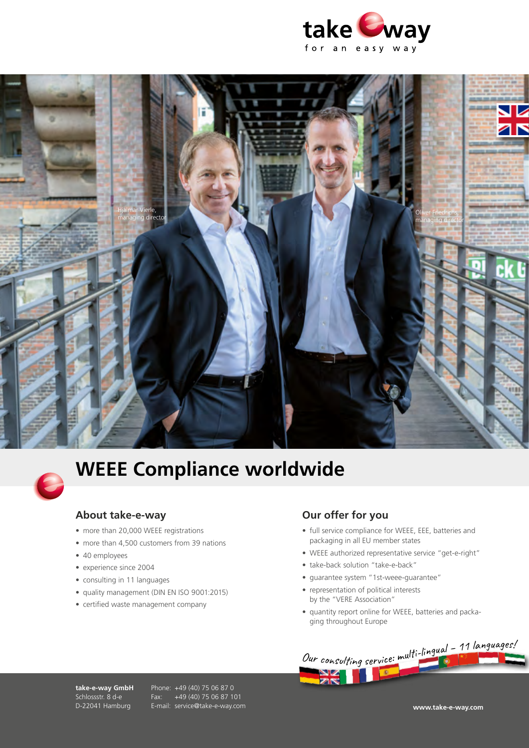take e way

for an easy way

Hjalmar Vierle,
managing director

Oliver Friedrichs,
managing director

# WEEE Compliance worldwide

## About take-e-way

- more than 20,000 WEEE registrations
- more than 4,500 customers from 39 nations
- 40 employees
- experience since 2004
- consulting in 11 languages
- quality management (DIN EN ISO 9001:2015)
- certified waste management company

## Our offer for you

- full service compliance for WEEE, EEE, batteries and packaging in all EU member states
- WEEE authorized representative service "get-e-right"
- take-back solution "take-e-back"
- guarantee system "1st-weee-guarantee"
- representation of political interests by the "VERE Association"
- quantity report online for WEEE, batteries and packaging throughout Europe

*Our consulting service: multi-lingual – 11 languages!*

**take-e-way GmbH**
Schlossstr. 8 d-e
D-22041 Hamburg

Phone: +49 (40) 75 06 87 0
Fax: +49 (40) 75 06 87 101
E-mail: service@take-e-way.com

**www.take-e-way.com**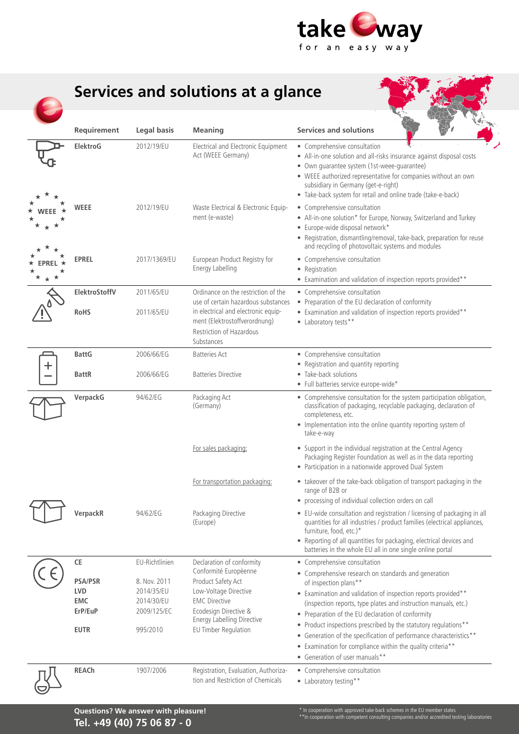take e way
for an easy way

# Services and solutions at a glance

| Requirement | Legal basis | Meaning | Services and solutions |
|---|---|---|---|
| **ElektroG** | 2012/19/EU | Electrical and Electronic Equipment Act (WEEE Germany) | • Comprehensive consultation<br>• All-in-one solution and all-risks insurance against disposal costs<br>• Own guarantee system (1st-weee-guarantee)<br>• WEEE authorized representative for companies without an own subsidiary in Germany (get-e-right)<br>• Take-back system for retail and online trade (take-e-back) |
| **WEEE** | 2012/19/EU | Waste Electrical & Electronic Equipment (e-waste) | • Comprehensive consultation<br>• All-in-one solution* for Europe, Norway, Switzerland and Turkey<br>• Europe-wide disposal network*<br>• Registration, dismantling/removal, take-back, preparation for reuse and recycling of photovoltaic systems and modules |
| **EPREL** | 2017/1369/EU | European Product Registry for Energy Labelling | • Comprehensive consultation<br>• Registration<br>• Examination and validation of inspection reports provided** |
| **ElektroStoffV**<br>**RoHS** | 2011/65/EU<br>2011/65/EU | Ordinance on the restriction of the use of certain hazardous substances in electrical and electronic equipment (Elektrostoffverordnung)<br>Restriction of Hazardous Substances | • Comprehensive consultation<br>• Preparation of the EU declaration of conformity<br>• Examination and validation of inspection reports provided**<br>• Laboratory tests** |
| **BattG**<br>**BattR** | 2006/66/EG<br>2006/66/EG | Batteries Act<br>Batteries Directive | • Comprehensive consultation<br>• Registration and quantity reporting<br>• Take-back solutions<br>• Full batteries service europe-wide* |
| **VerpackG** | 94/62/EG | Packaging Act (Germany) | • Comprehensive consultation for the system participation obligation, classification of packaging, recyclable packaging, declaration of completeness, etc.<br>• Implementation into the online quantity reporting system of take-e-way |
| | | For sales packaging: | • Support in the individual registration at the Central Agency Packaging Register Foundation as well as in the data reporting<br>• Participation in a nationwide approved Dual System |
| | | For transportation packaging: | • takeover of the take-back obligation of transport packaging in the range of B2B or<br>• processing of individual collection orders on call |
| **VerpackR** | 94/62/EG | Packaging Directive (Europe) | • EU-wide consultation and registration / licensing of packaging in all quantities for all industries / product families (electrical appliances, furniture, food, etc.)*<br>• Reporting of all quantities for packaging, electrical devices and batteries in the whole EU all in one single online portal |
| **CE**<br>**PSA/PSR**<br>**LVD**<br>**EMC**<br>**ErP/EuP**<br>**EUTR** | EU-Richtlinien<br>8. Nov. 2011<br>2014/35/EU<br>2014/30/EU<br>2009/125/EC<br>995/2010 | Declaration of conformity Conformité Européenne<br>Product Safety Act<br>Low-Voltage Directive<br>EMC Directive<br>Ecodesign Directive & Energy Labelling Directive<br>EU Timber Regulation | • Comprehensive consultation<br>• Comprehensive research on standards and generation of inspection plans**<br>• Examination and validation of inspection reports provided** (inspection reports, type plates and instruction manuals, etc.)<br>• Preparation of the EU declaration of conformity<br>• Product inspections prescribed by the statutory regulations**<br>• Generation of the specification of performance characteristics**<br>• Examination for compliance within the quality criteria**<br>• Generation of user manuals** |
| **REACh** | 1907/2006 | Registration, Evaluation, Authorization and Restriction of Chemicals | • Comprehensive consultation<br>• Laboratory testing** |

**Questions? We answer with pleasure!**
**Tel. +49 (40) 75 06 87 - 0**

* In cooperation with approved take-back schemes in the EU member states
**In cooperation with competent consulting companies and/or accredited testing laboratories